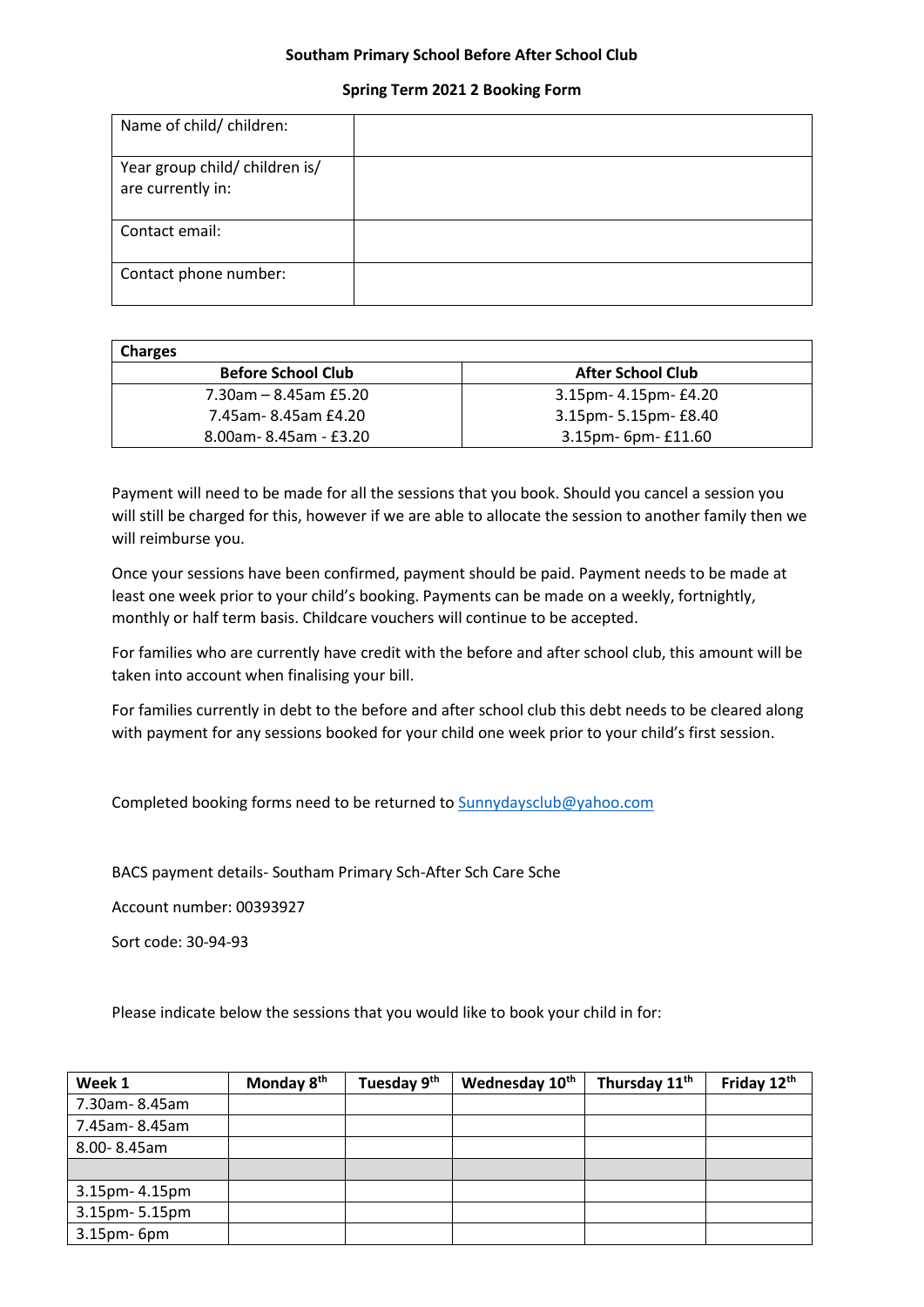**Southam Primary School Before After School Club**

**Spring Term 2021 2 Booking Form**

| Name of child/ children: | |
|---|---|
| Year group child/ children is/ are currently in: | |
| Contact email: | |
| Contact phone number: | |

| **Charges** | |
|---|---|
| **Before School Club** | **After School Club** |
| 7.30am – 8.45am £5.20 | 3.15pm- 4.15pm- £4.20 |
| 7.45am- 8.45am £4.20 | 3.15pm- 5.15pm- £8.40 |
| 8.00am- 8.45am - £3.20 | 3.15pm- 6pm- £11.60 |

Payment will need to be made for all the sessions that you book. Should you cancel a session you will still be charged for this, however if we are able to allocate the session to another family then we will reimburse you.

Once your sessions have been confirmed, payment should be paid. Payment needs to be made at least one week prior to your child's booking. Payments can be made on a weekly, fortnightly, monthly or half term basis. Childcare vouchers will continue to be accepted.

For families who are currently have credit with the before and after school club, this amount will be taken into account when finalising your bill.

For families currently in debt to the before and after school club this debt needs to be cleared along with payment for any sessions booked for your child one week prior to your child's first session.

Completed booking forms need to be returned to Sunnydaysclub@yahoo.com

BACS payment details- Southam Primary Sch-After Sch Care Sche

Account number: 00393927

Sort code: 30-94-93

Please indicate below the sessions that you would like to book your child in for:

| **Week 1** | **Monday 8th** | **Tuesday 9th** | **Wednesday 10th** | **Thursday 11th** | **Friday 12th** |
|---|---|---|---|---|---|
| 7.30am- 8.45am | | | | | |
| 7.45am- 8.45am | | | | | |
| 8.00- 8.45am | | | | | |
| | | | | | |
| 3.15pm- 4.15pm | | | | | |
| 3.15pm- 5.15pm | | | | | |
| 3.15pm- 6pm | | | | | |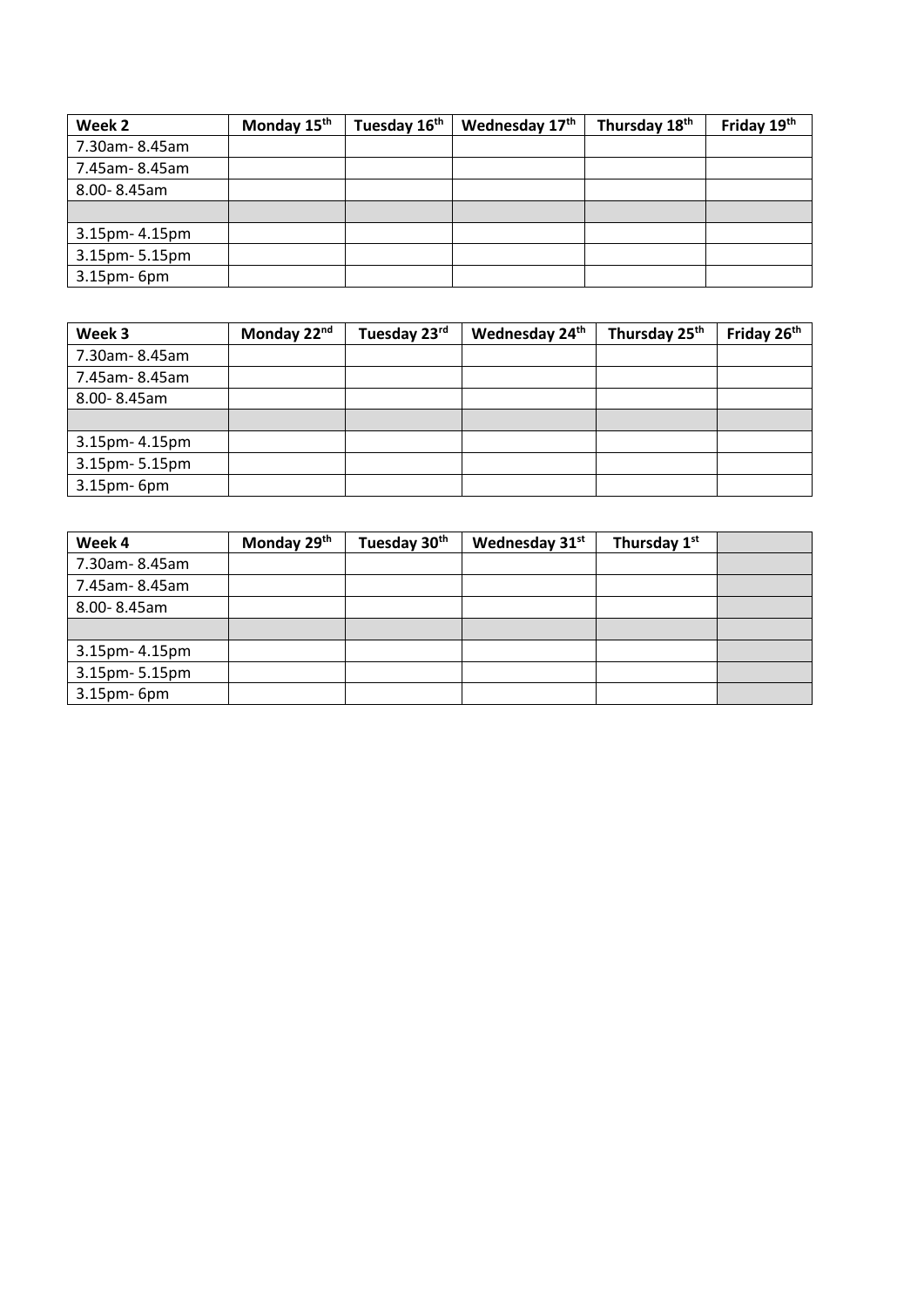| Week 2 | Monday 15th | Tuesday 16th | Wednesday 17th | Thursday 18th | Friday 19th |
| --- | --- | --- | --- | --- | --- |
| 7.30am- 8.45am | | | | | |
| 7.45am- 8.45am | | | | | |
| 8.00- 8.45am | | | | | |
| | | | | | |
| 3.15pm- 4.15pm | | | | | |
| 3.15pm- 5.15pm | | | | | |
| 3.15pm- 6pm | | | | | |

| Week 3 | Monday 22nd | Tuesday 23rd | Wednesday 24th | Thursday 25th | Friday 26th |
| --- | --- | --- | --- | --- | --- |
| 7.30am- 8.45am | | | | | |
| 7.45am- 8.45am | | | | | |
| 8.00- 8.45am | | | | | |
| | | | | | |
| 3.15pm- 4.15pm | | | | | |
| 3.15pm- 5.15pm | | | | | |
| 3.15pm- 6pm | | | | | |

| Week 4 | Monday 29th | Tuesday 30th | Wednesday 31st | Thursday 1st | |
| --- | --- | --- | --- | --- | --- |
| 7.30am- 8.45am | | | | | |
| 7.45am- 8.45am | | | | | |
| 8.00- 8.45am | | | | | |
| | | | | | |
| 3.15pm- 4.15pm | | | | | |
| 3.15pm- 5.15pm | | | | | |
| 3.15pm- 6pm | | | | | |